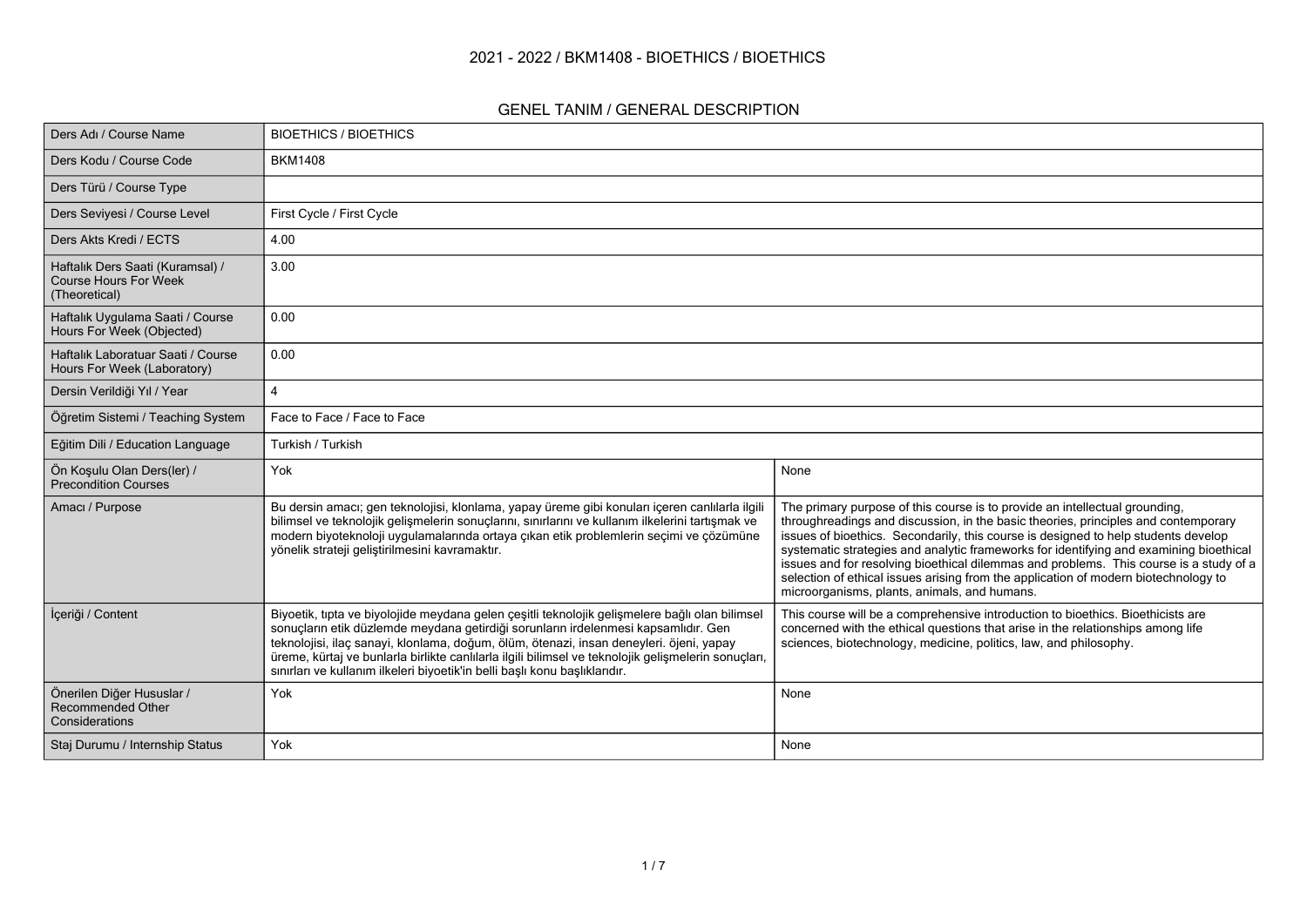# 2021 - 2022 / BKM1408 - BIOETHICS / BIOETHICS

## GENEL TANIM / GENERAL DESCRIPTION

| Ders Adı / Course Name | BIOETHICS / BIOETHICS | |
|---|---|---|
| Ders Kodu / Course Code | BKM1408 | |
| Ders Türü / Course Type | | |
| Ders Seviyesi / Course Level | First Cycle / First Cycle | |
| Ders Akts Kredi / ECTS | 4.00 | |
| Haftalık Ders Saati (Kuramsal) / Course Hours For Week (Theoretical) | 3.00 | |
| Haftalık Uygulama Saati / Course Hours For Week (Objected) | 0.00 | |
| Haftalık Laboratuar Saati / Course Hours For Week (Laboratory) | 0.00 | |
| Dersin Verildiği Yıl / Year | 4 | |
| Öğretim Sistemi / Teaching System | Face to Face / Face to Face | |
| Eğitim Dili / Education Language | Turkish / Turkish | |
| Ön Koşulu Olan Ders(ler) / Precondition Courses | Yok | None |
| Amacı / Purpose | Bu dersin amacı; gen teknolojisi, klonlama, yapay üreme gibi konuları içeren canlılarla ilgili bilimsel ve teknolojik gelişmelerin sonuçlarını, sınırlarını ve kullanım ilkelerini tartışmak ve modern biyoteknoloji uygulamalarında ortaya çıkan etik problemlerin seçimi ve çözümüne yönelik strateji geliştirilmesini kavramaktır. | The primary purpose of this course is to provide an intellectual grounding, throughreadings and discussion, in the basic theories, principles and contemporary issues of bioethics. Secondarily, this course is designed to help students develop systematic strategies and analytic frameworks for identifying and examining bioethical issues and for resolving bioethical dilemmas and problems. This course is a study of a selection of ethical issues arising from the application of modern biotechnology to microorganisms, plants, animals, and humans. |
| İçeriği / Content | Biyoetik, tıpta ve biyolojide meydana gelen çeşitli teknolojik gelişmelere bağlı olan bilimsel sonuçların etik düzlemde meydana getirdiği sorunların irdelenmesi kapsamlıdır. Gen teknolojisi, ilaç sanayi, klonlama, doğum, ölüm, ötenazi, insan deneyleri. öjeni, yapay üreme, kürtaj ve bunlarla birlikte canlılarla ilgili bilimsel ve teknolojik gelişmelerin sonuçları, sınırları ve kullanım ilkeleri biyoetik'in belli başlı konu başlıklarıdır. | This course will be a comprehensive introduction to bioethics. Bioethicists are concerned with the ethical questions that arise in the relationships among life sciences, biotechnology, medicine, politics, law, and philosophy. |
| Önerilen Diğer Hususlar / Recommended Other Considerations | Yok | None |
| Staj Durumu / Internship Status | Yok | None |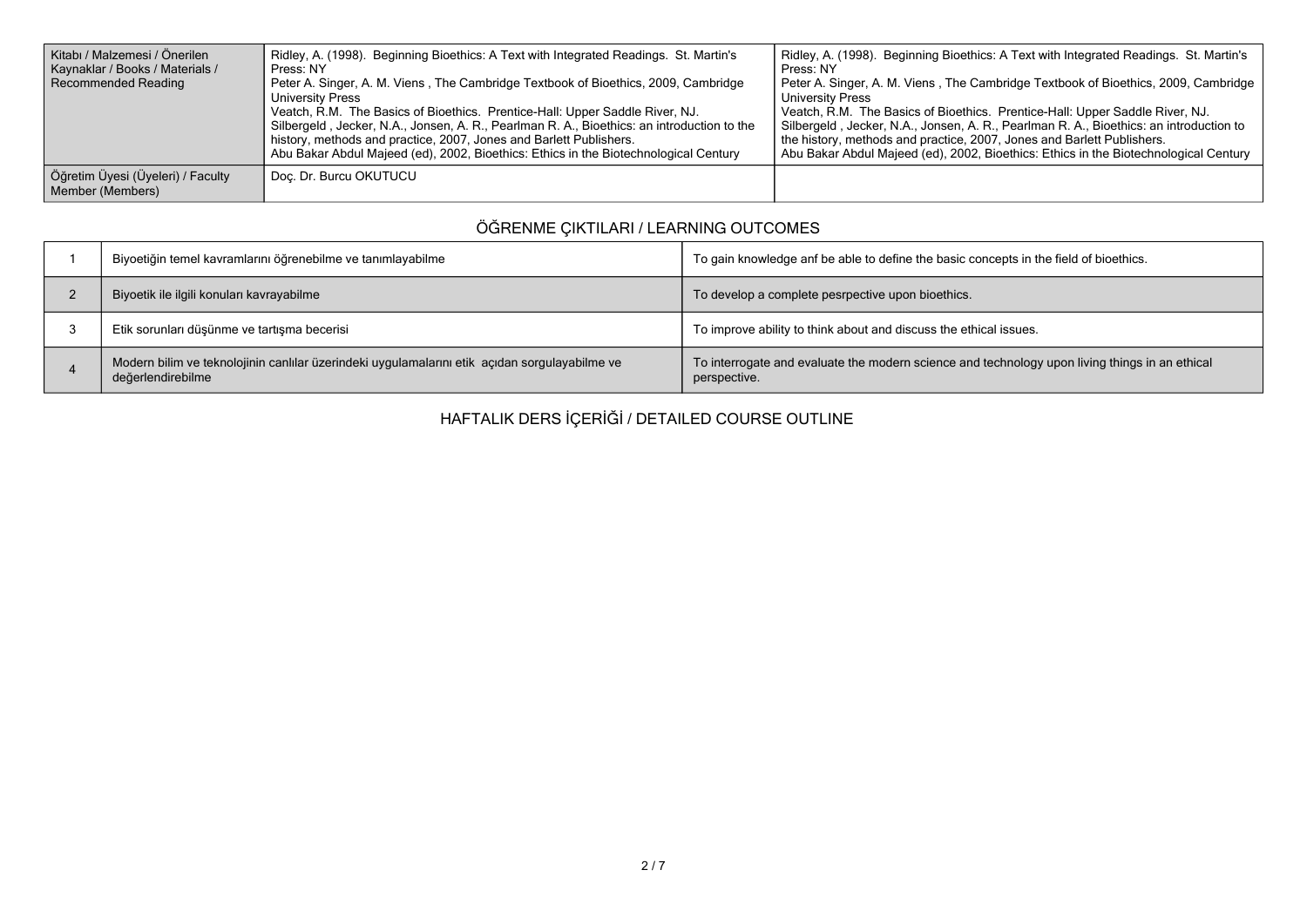| | | |
|---|---|---|
| Kitabı / Malzemesi / Önerilen Kaynaklar / Books / Materials / Recommended Reading | Ridley, A. (1998). Beginning Bioethics: A Text with Integrated Readings. St. Martin's Press: NY<br>Peter A. Singer, A. M. Viens , The Cambridge Textbook of Bioethics, 2009, Cambridge University Press<br>Veatch, R.M. The Basics of Bioethics. Prentice-Hall: Upper Saddle River, NJ.<br>Silbergeld , Jecker, N.A., Jonsen, A. R., Pearlman R. A., Bioethics: an introduction to the history, methods and practice, 2007, Jones and Barlett Publishers.<br>Abu Bakar Abdul Majeed (ed), 2002, Bioethics: Ethics in the Biotechnological Century | Ridley, A. (1998). Beginning Bioethics: A Text with Integrated Readings. St. Martin's Press: NY<br>Peter A. Singer, A. M. Viens , The Cambridge Textbook of Bioethics, 2009, Cambridge University Press<br>Veatch, R.M. The Basics of Bioethics. Prentice-Hall: Upper Saddle River, NJ.<br>Silbergeld , Jecker, N.A., Jonsen, A. R., Pearlman R. A., Bioethics: an introduction to the history, methods and practice, 2007, Jones and Barlett Publishers.<br>Abu Bakar Abdul Majeed (ed), 2002, Bioethics: Ethics in the Biotechnological Century |
| Öğretim Üyesi (Üyeleri) / Faculty Member (Members) | Doç. Dr. Burcu OKUTUCU | |

## ÖĞRENME ÇIKTILARI / LEARNING OUTCOMES

| | | |
|---|---|---|
| 1 | Biyoetiğin temel kavramlarını öğrenebilme ve tanımlayabilme | To gain knowledge anf be able to define the basic concepts in the field of bioethics. |
| 2 | Biyoetik ile ilgili konuları kavrayabilme | To develop a complete pesrpective upon bioethics. |
| 3 | Etik sorunları düşünme ve tartışma becerisi | To improve ability to think about and discuss the ethical issues. |
| 4 | Modern bilim ve teknolojinin canlılar üzerindeki uygulamalarını etik açıdan sorgulayabilme ve değerlendirebilme | To interrogate and evaluate the modern science and technology upon living things in an ethical perspective. |

## HAFTALIK DERS İÇERİĞİ / DETAILED COURSE OUTLINE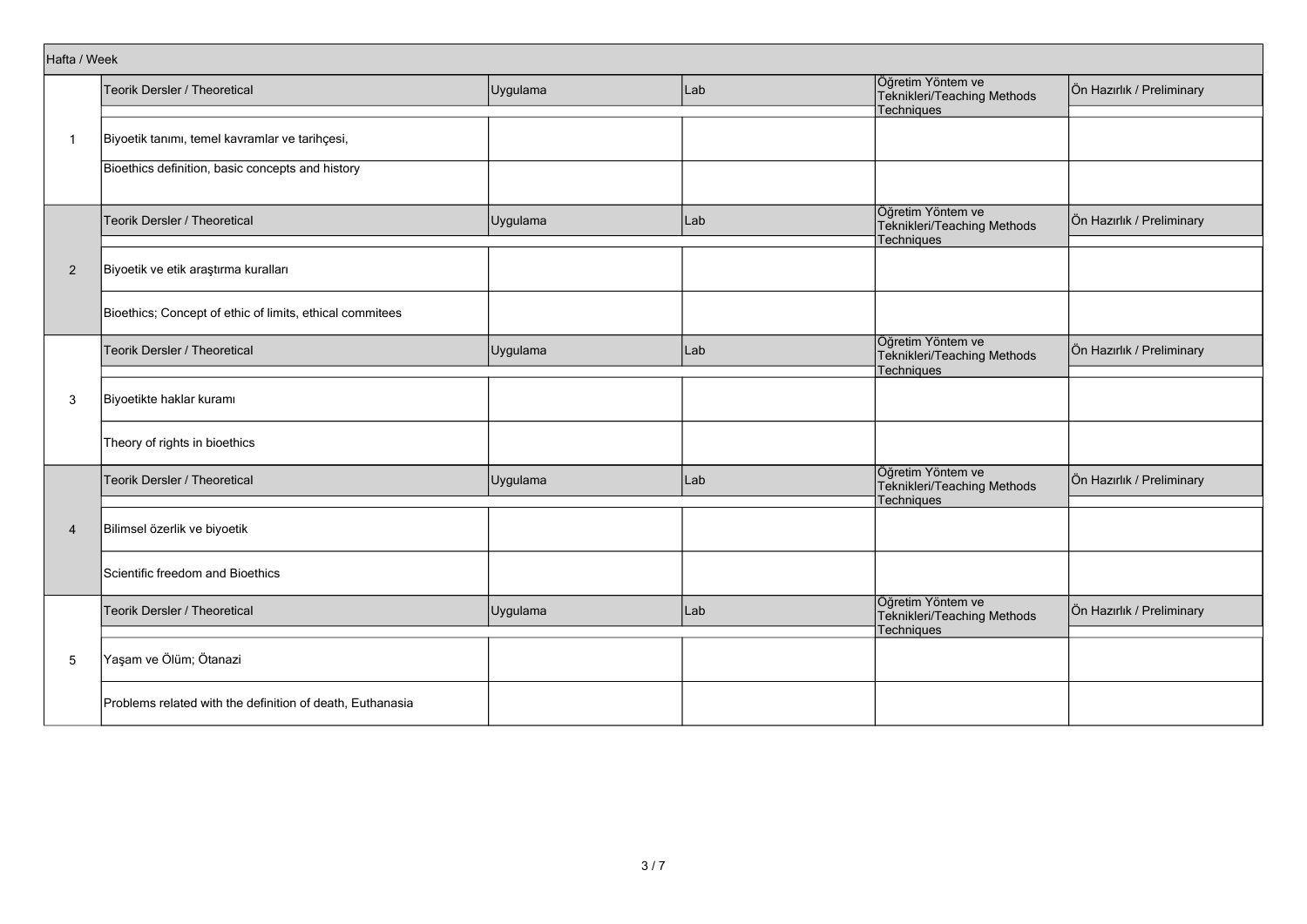| Hafta / Week | | | | | |
|---|---|---|---|---|---|
| | Teorik Dersler / Theoretical | Uygulama | Lab | Öğretim Yöntem ve Teknikleri/Teaching Methods Techniques | Ön Hazırlık / Preliminary |
| 1 | Biyoetik tanımı, temel kavramlar ve tarihçesi, | | | | |
| | Bioethics definition, basic concepts and history | | | | |
| | Teorik Dersler / Theoretical | Uygulama | Lab | Öğretim Yöntem ve Teknikleri/Teaching Methods Techniques | Ön Hazırlık / Preliminary |
| 2 | Biyoetik ve etik araştırma kuralları | | | | |
| | Bioethics; Concept of ethic of limits, ethical commitees | | | | |
| | Teorik Dersler / Theoretical | Uygulama | Lab | Öğretim Yöntem ve Teknikleri/Teaching Methods Techniques | Ön Hazırlık / Preliminary |
| 3 | Biyoetikte haklar kuramı | | | | |
| | Theory of rights in bioethics | | | | |
| | Teorik Dersler / Theoretical | Uygulama | Lab | Öğretim Yöntem ve Teknikleri/Teaching Methods Techniques | Ön Hazırlık / Preliminary |
| 4 | Bilimsel özerlik ve biyoetik | | | | |
| | Scientific freedom and Bioethics | | | | |
| | Teorik Dersler / Theoretical | Uygulama | Lab | Öğretim Yöntem ve Teknikleri/Teaching Methods Techniques | Ön Hazırlık / Preliminary |
| 5 | Yaşam ve Ölüm; Ötanazi | | | | |
| | Problems related with the definition of death, Euthanasia | | | | |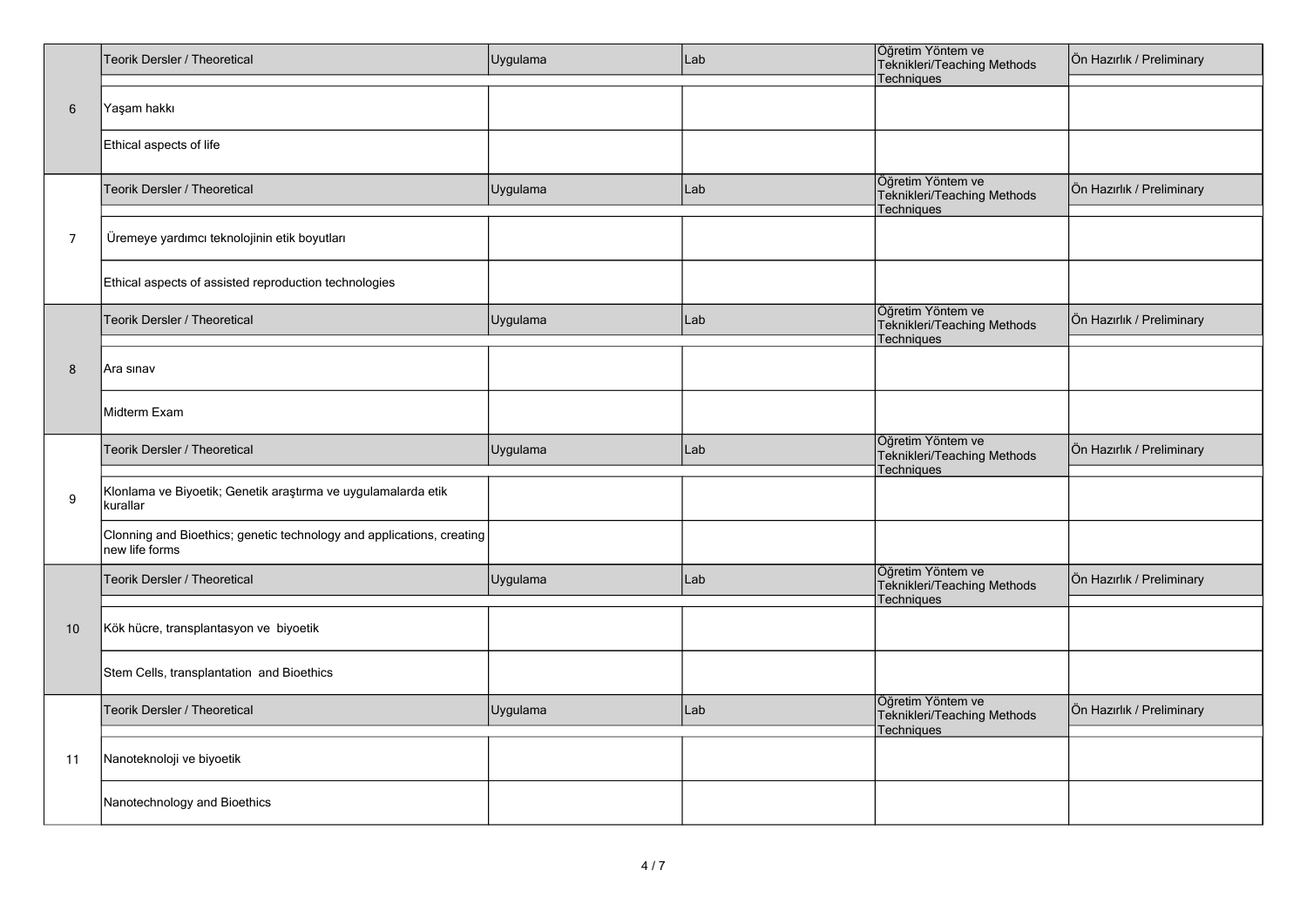| | Teorik Dersler / Theoretical | Uygulama | Lab | Öğretim Yöntem ve Teknikleri/Teaching Methods Techniques | Ön Hazırlık / Preliminary |
|---|---|---|---|---|---|
| 6 | Yaşam hakkı | | | | |
| | Ethical aspects of life | | | | |
| | Teorik Dersler / Theoretical | Uygulama | Lab | Öğretim Yöntem ve Teknikleri/Teaching Methods Techniques | Ön Hazırlık / Preliminary |
| 7 | Üremeye yardımcı teknolojinin etik boyutları | | | | |
| | Ethical aspects of assisted reproduction technologies | | | | |
| | Teorik Dersler / Theoretical | Uygulama | Lab | Öğretim Yöntem ve Teknikleri/Teaching Methods Techniques | Ön Hazırlık / Preliminary |
| 8 | Ara sınav | | | | |
| | Midterm Exam | | | | |
| | Teorik Dersler / Theoretical | Uygulama | Lab | Öğretim Yöntem ve Teknikleri/Teaching Methods Techniques | Ön Hazırlık / Preliminary |
| 9 | Klonlama ve Biyoetik; Genetik araştırma ve uygulamalarda etik kurallar | | | | |
| | Clonning and Bioethics; genetic technology and applications, creating new life forms | | | | |
| | Teorik Dersler / Theoretical | Uygulama | Lab | Öğretim Yöntem ve Teknikleri/Teaching Methods Techniques | Ön Hazırlık / Preliminary |
| 10 | Kök hücre, transplantasyon ve biyoetik | | | | |
| | Stem Cells, transplantation and Bioethics | | | | |
| | Teorik Dersler / Theoretical | Uygulama | Lab | Öğretim Yöntem ve Teknikleri/Teaching Methods Techniques | Ön Hazırlık / Preliminary |
| 11 | Nanoteknoloji ve biyoetik | | | | |
| | Nanotechnology and Bioethics | | | | |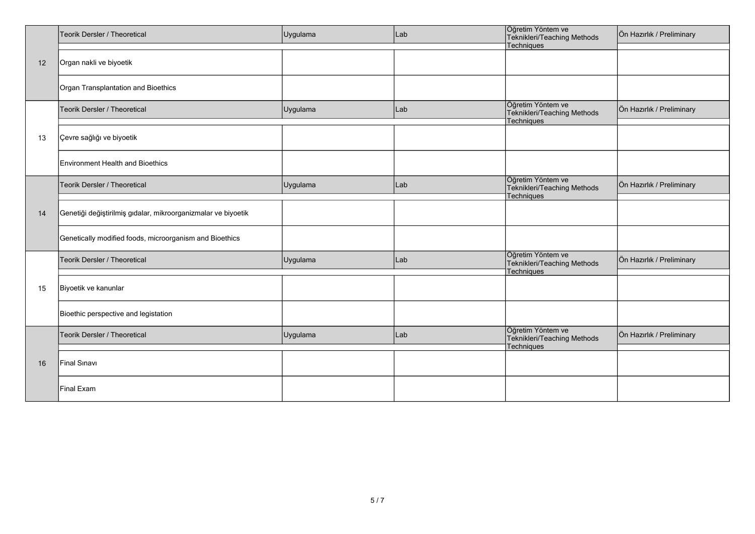| | Teorik Dersler / Theoretical | Uygulama | Lab | Öğretim Yöntem ve Teknikleri/Teaching Methods Techniques | Ön Hazırlık / Preliminary |
|---|---|---|---|---|---|
| 12 | Organ nakli ve biyoetik | | | | |
| | Organ Transplantation and Bioethics | | | | |
| | Teorik Dersler / Theoretical | Uygulama | Lab | Öğretim Yöntem ve Teknikleri/Teaching Methods Techniques | Ön Hazırlık / Preliminary |
| 13 | Çevre sağlığı ve biyoetik | | | | |
| | Environment Health and Bioethics | | | | |
| | Teorik Dersler / Theoretical | Uygulama | Lab | Öğretim Yöntem ve Teknikleri/Teaching Methods Techniques | Ön Hazırlık / Preliminary |
| 14 | Genetiği değiştirilmiş gıdalar, mikroorganizmalar ve biyoetik | | | | |
| | Genetically modified foods, microorganism and Bioethics | | | | |
| | Teorik Dersler / Theoretical | Uygulama | Lab | Öğretim Yöntem ve Teknikleri/Teaching Methods Techniques | Ön Hazırlık / Preliminary |
| 15 | Biyoetik ve kanunlar | | | | |
| | Bioethic perspective and legistation | | | | |
| | Teorik Dersler / Theoretical | Uygulama | Lab | Öğretim Yöntem ve Teknikleri/Teaching Methods Techniques | Ön Hazırlık / Preliminary |
| 16 | Final Sınavı | | | | |
| | Final Exam | | | | |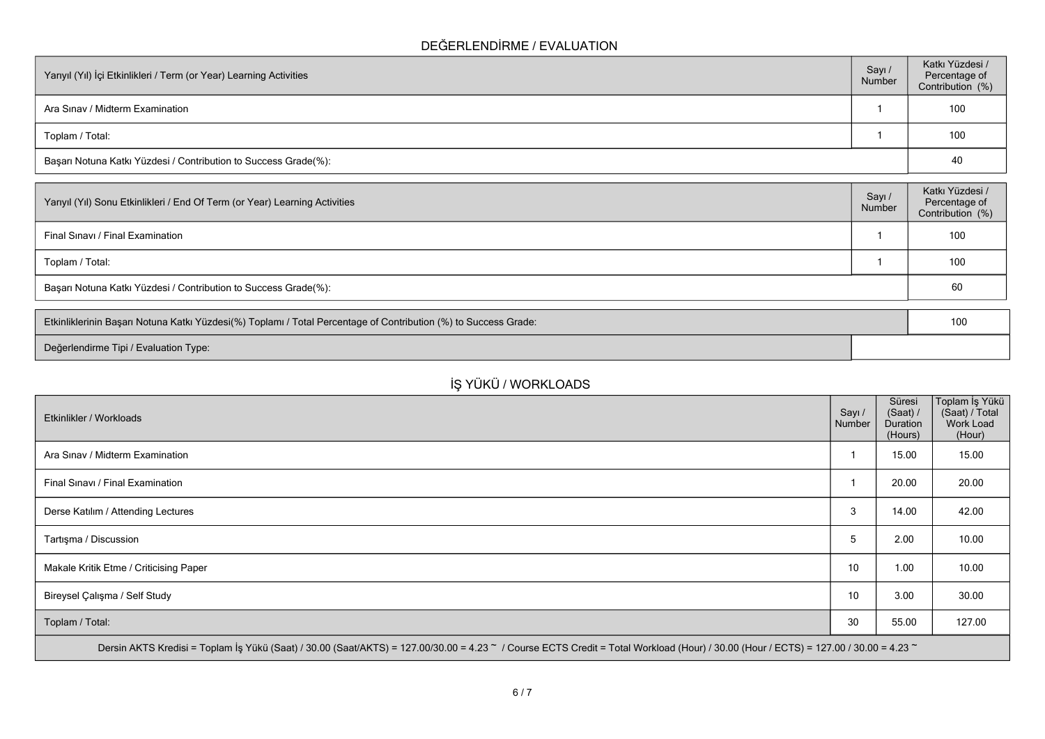## DEĞERLENDİRME / EVALUATION

| Yarıyıl (Yıl) İçi Etkinlikleri / Term (or Year) Learning Activities | Sayı / Number | Katkı Yüzdesi / Percentage of Contribution (%) |
|---|---|---|
| Ara Sınav / Midterm Examination | 1 | 100 |
| Toplam / Total: | 1 | 100 |
| Başarı Notuna Katkı Yüzdesi / Contribution to Success Grade(%): | | 40 |

| Yarıyıl (Yıl) Sonu Etkinlikleri / End Of Term (or Year) Learning Activities | Sayı / Number | Katkı Yüzdesi / Percentage of Contribution (%) |
|---|---|---|
| Final Sınavı / Final Examination | 1 | 100 |
| Toplam / Total: | 1 | 100 |
| Başarı Notuna Katkı Yüzdesi / Contribution to Success Grade(%): | | 60 |

| | |
|---|---|
| Etkinliklerinin Başarı Notuna Katkı Yüzdesi(%) Toplamı / Total Percentage of Contribution (%) to Success Grade: | 100 |
| Değerlendirme Tipi / Evaluation Type: | |

## İŞ YÜKÜ / WORKLOADS

| Etkinlikler / Workloads | Sayı / Number | Süresi (Saat) / Duration (Hours) | Toplam İş Yükü (Saat) / Total Work Load (Hour) |
|---|---|---|---|
| Ara Sınav / Midterm Examination | 1 | 15.00 | 15.00 |
| Final Sınavı / Final Examination | 1 | 20.00 | 20.00 |
| Derse Katılım / Attending Lectures | 3 | 14.00 | 42.00 |
| Tartışma / Discussion | 5 | 2.00 | 10.00 |
| Makale Kritik Etme / Criticising Paper | 10 | 1.00 | 10.00 |
| Bireysel Çalışma / Self Study | 10 | 3.00 | 30.00 |
| Toplam / Total: | 30 | 55.00 | 127.00 |

Dersin AKTS Kredisi = Toplam İş Yükü (Saat) / 30.00 (Saat/AKTS) = 127.00/30.00 = 4.23 ~ / Course ECTS Credit = Total Workload (Hour) / 30.00 (Hour / ECTS) = 127.00 / 30.00 = 4.23 ~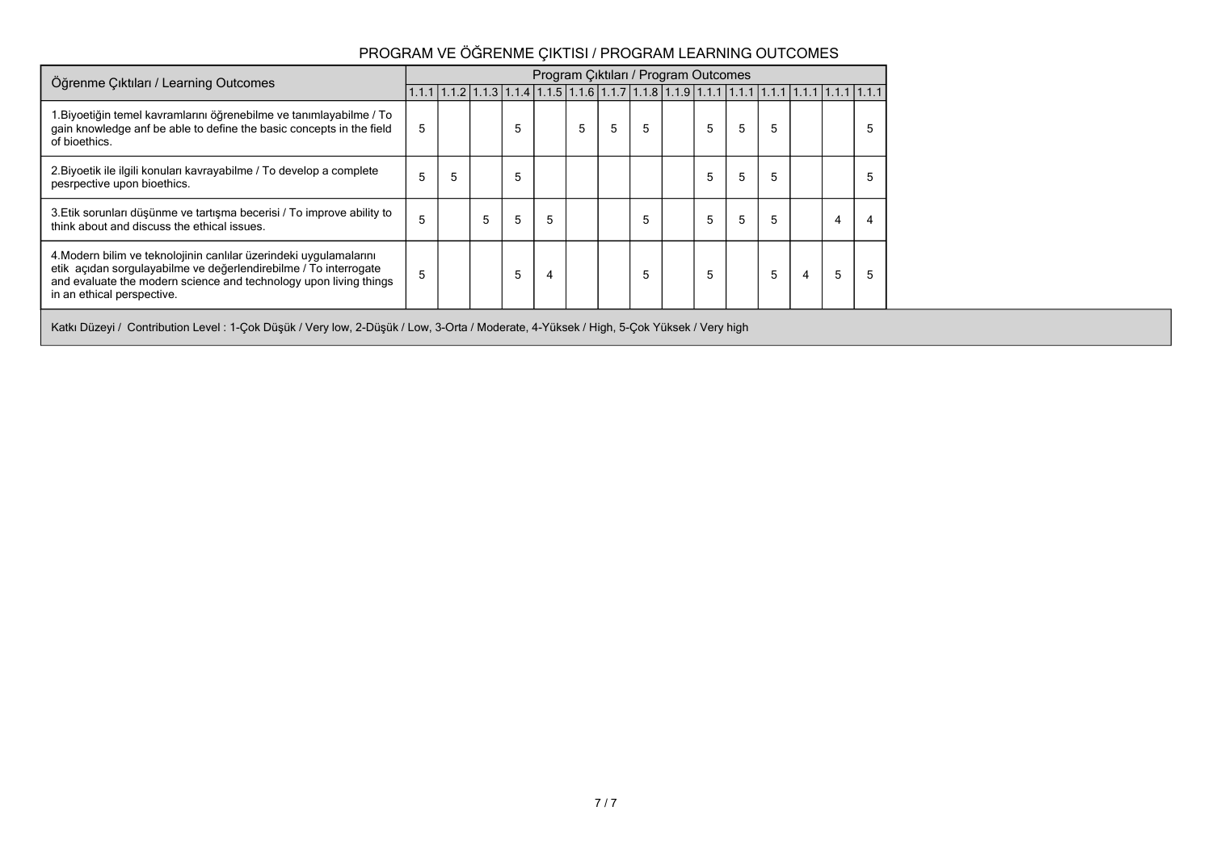# PROGRAM VE ÖĞRENME ÇIKTISI / PROGRAM LEARNING OUTCOMES

| Öğrenme Çıktıları / Learning Outcomes | Program Çıktıları / Program Outcomes | | | | | | | | | | | | | | |
|---|---|---|---|---|---|---|---|---|---|---|---|---|---|---|---|
| | 1.1.1 | 1.1.2 | 1.1.3 | 1.1.4 | 1.1.5 | 1.1.6 | 1.1.7 | 1.1.8 | 1.1.9 | 1.1.1 | 1.1.1 | 1.1.1 | 1.1.1 | 1.1.1 | 1.1.1 |
| 1.Biyoetiğin temel kavramlarını öğrenebilme ve tanımlayabilme / To gain knowledge anf be able to define the basic concepts in the field of bioethics. | 5 | | | 5 | | 5 | 5 | 5 | | 5 | 5 | 5 | | | 5 |
| 2.Biyoetik ile ilgili konuları kavrayabilme / To develop a complete pesrpective upon bioethics. | 5 | 5 | | 5 | | | | | | 5 | 5 | 5 | | | 5 |
| 3.Etik sorunları düşünme ve tartışma becerisi / To improve ability to think about and discuss the ethical issues. | 5 | | 5 | 5 | 5 | | | 5 | | 5 | 5 | 5 | | 4 | 4 |
| 4.Modern bilim ve teknolojinin canlılar üzerindeki uygulamalarını etik açıdan sorgulayabilme ve değerlendirebilme / To interrogate and evaluate the modern science and technology upon living things in an ethical perspective. | 5 | | | 5 | 4 | | | 5 | | 5 | | 5 | 4 | 5 | 5 |

Katkı Düzeyi / Contribution Level : 1-Çok Düşük / Very low, 2-Düşük / Low, 3-Orta / Moderate, 4-Yüksek / High, 5-Çok Yüksek / Very high